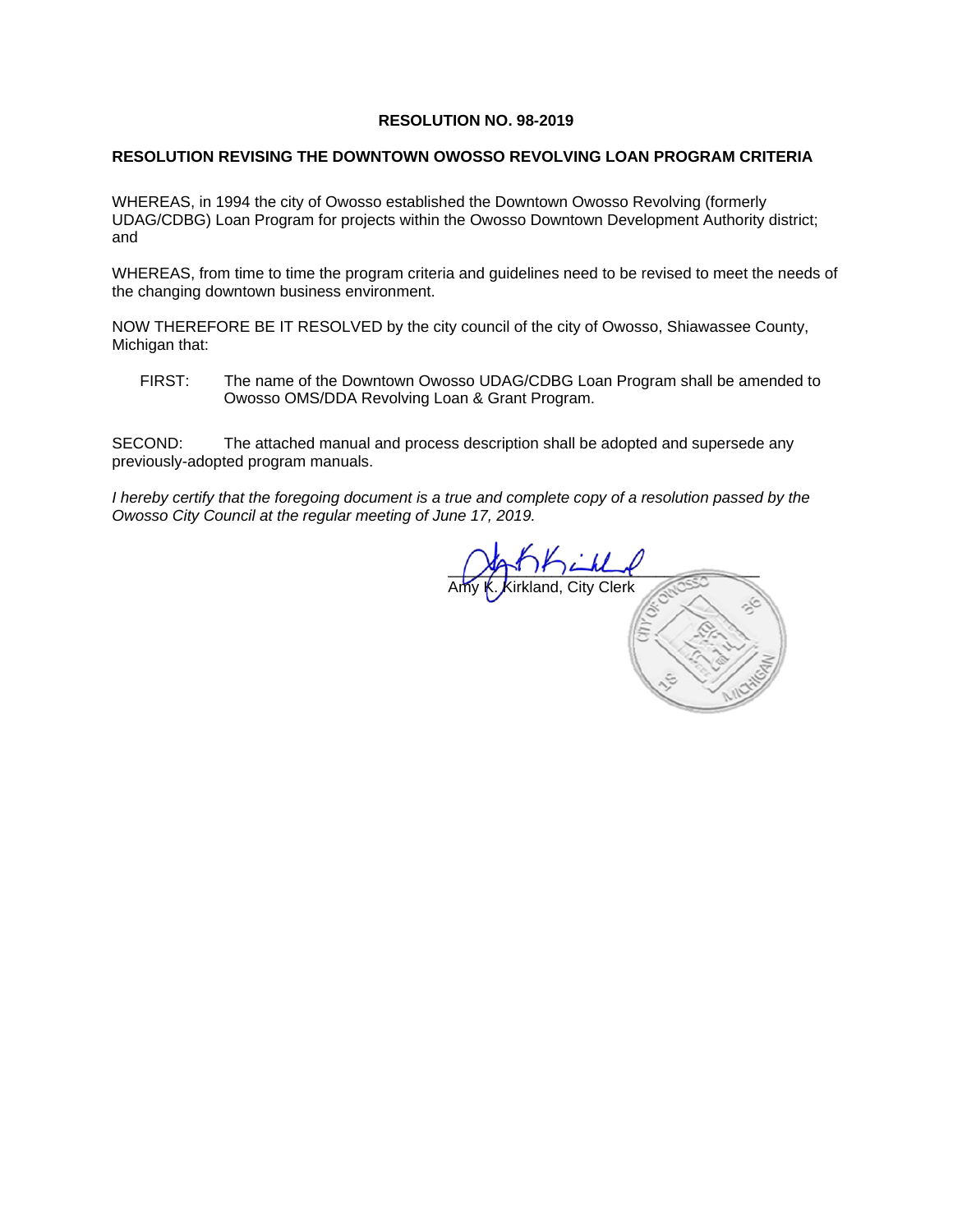**RESOLUTION NO. 98-2019**

**RESOLUTION REVISING THE DOWNTOWN OWOSSO REVOLVING LOAN PROGRAM CRITERIA**

WHEREAS, in 1994 the city of Owosso established the Downtown Owosso Revolving (formerly UDAG/CDBG) Loan Program for projects within the Owosso Downtown Development Authority district; and

WHEREAS, from time to time the program criteria and guidelines need to be revised to meet the needs of the changing downtown business environment.

NOW THEREFORE BE IT RESOLVED by the city council of the city of Owosso, Shiawassee County, Michigan that:

FIRST: The name of the Downtown Owosso UDAG/CDBG Loan Program shall be amended to Owosso OMS/DDA Revolving Loan & Grant Program.

SECOND: The attached manual and process description shall be adopted and supersede any previously-adopted program manuals.

*I hereby certify that the foregoing document is a true and complete copy of a resolution passed by the Owosso City Council at the regular meeting of June 17, 2019.*

Amy K. Kirkland, City Clerk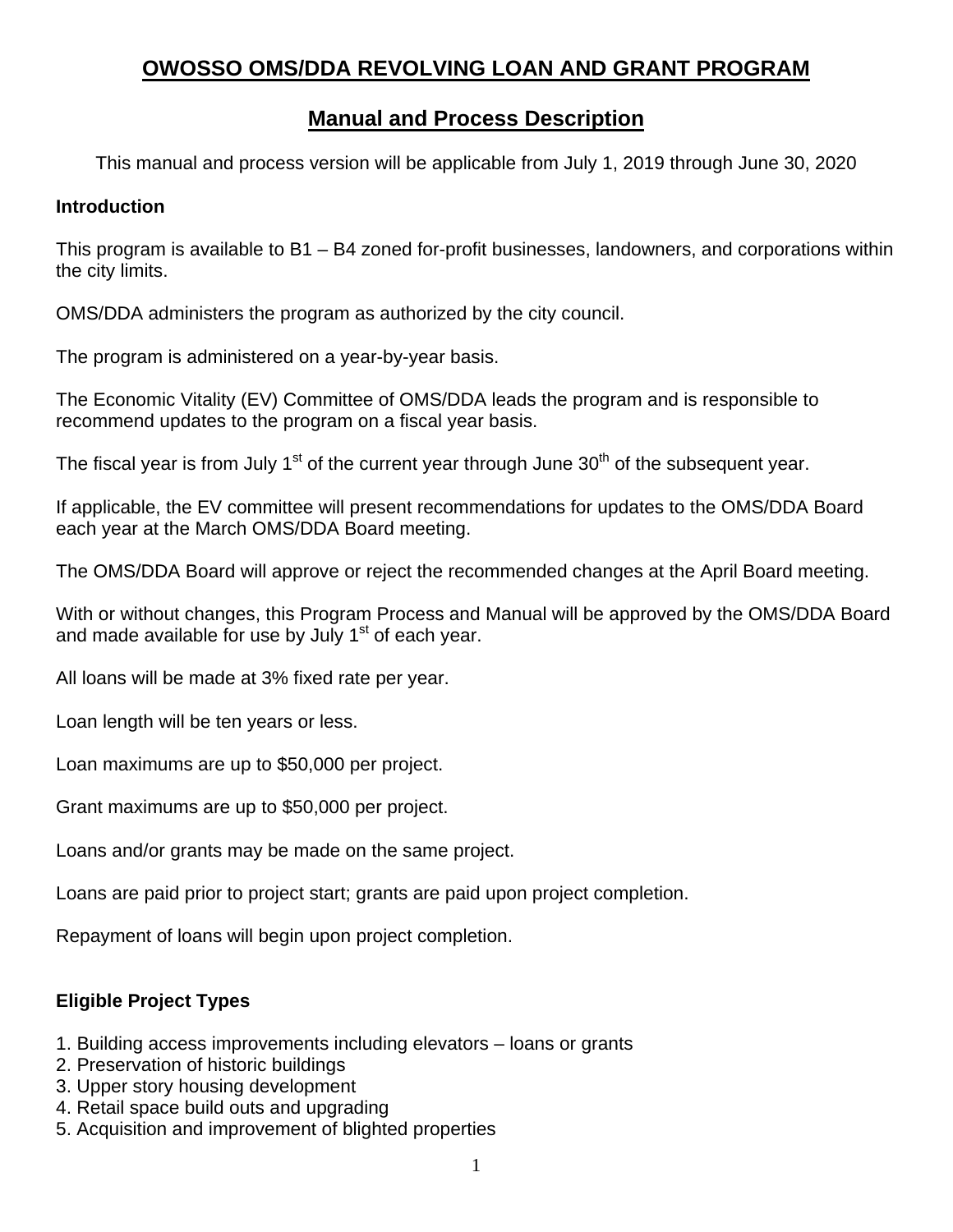# OWOSSO OMS/DDA REVOLVING LOAN AND GRANT PROGRAM

## Manual and Process Description

This manual and process version will be applicable from July 1, 2019 through June 30, 2020

**Introduction**

This program is available to B1 – B4 zoned for-profit businesses, landowners, and corporations within the city limits.

OMS/DDA administers the program as authorized by the city council.

The program is administered on a year-by-year basis.

The Economic Vitality (EV) Committee of OMS/DDA leads the program and is responsible to recommend updates to the program on a fiscal year basis.

The fiscal year is from July 1st of the current year through June 30th of the subsequent year.

If applicable, the EV committee will present recommendations for updates to the OMS/DDA Board each year at the March OMS/DDA Board meeting.

The OMS/DDA Board will approve or reject the recommended changes at the April Board meeting.

With or without changes, this Program Process and Manual will be approved by the OMS/DDA Board and made available for use by July 1st of each year.

All loans will be made at 3% fixed rate per year.

Loan length will be ten years or less.

Loan maximums are up to $50,000 per project.

Grant maximums are up to $50,000 per project.

Loans and/or grants may be made on the same project.

Loans are paid prior to project start; grants are paid upon project completion.

Repayment of loans will begin upon project completion.

**Eligible Project Types**

1. Building access improvements including elevators – loans or grants
2. Preservation of historic buildings
3. Upper story housing development
4. Retail space build outs and upgrading
5. Acquisition and improvement of blighted properties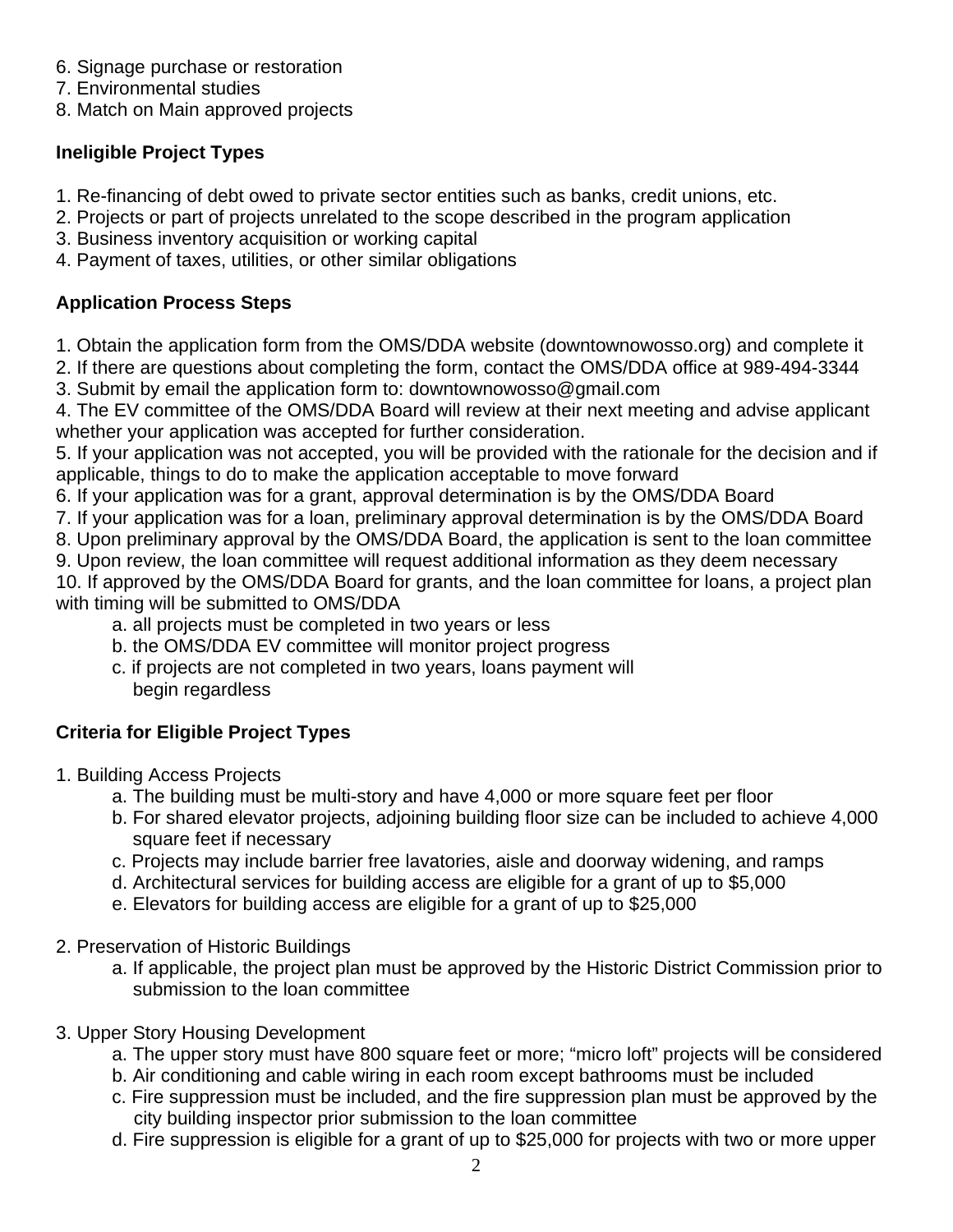6. Signage purchase or restoration
7. Environmental studies
8. Match on Main approved projects

**Ineligible Project Types**

1. Re-financing of debt owed to private sector entities such as banks, credit unions, etc.
2. Projects or part of projects unrelated to the scope described in the program application
3. Business inventory acquisition or working capital
4. Payment of taxes, utilities, or other similar obligations

**Application Process Steps**

1. Obtain the application form from the OMS/DDA website (downtownowosso.org) and complete it
2. If there are questions about completing the form, contact the OMS/DDA office at 989-494-3344
3. Submit by email the application form to: downtownowosso@gmail.com
4. The EV committee of the OMS/DDA Board will review at their next meeting and advise applicant whether your application was accepted for further consideration.
5. If your application was not accepted, you will be provided with the rationale for the decision and if applicable, things to do to make the application acceptable to move forward
6. If your application was for a grant, approval determination is by the OMS/DDA Board
7. If your application was for a loan, preliminary approval determination is by the OMS/DDA Board
8. Upon preliminary approval by the OMS/DDA Board, the application is sent to the loan committee
9. Upon review, the loan committee will request additional information as they deem necessary
10. If approved by the OMS/DDA Board for grants, and the loan committee for loans, a project plan with timing will be submitted to OMS/DDA
    a. all projects must be completed in two years or less
    b. the OMS/DDA EV committee will monitor project progress
    c. if projects are not completed in two years, loans payment will begin regardless

**Criteria for Eligible Project Types**

1. Building Access Projects
    a. The building must be multi-story and have 4,000 or more square feet per floor
    b. For shared elevator projects, adjoining building floor size can be included to achieve 4,000 square feet if necessary
    c. Projects may include barrier free lavatories, aisle and doorway widening, and ramps
    d. Architectural services for building access are eligible for a grant of up to $5,000
    e. Elevators for building access are eligible for a grant of up to $25,000

2. Preservation of Historic Buildings
    a. If applicable, the project plan must be approved by the Historic District Commission prior to submission to the loan committee

3. Upper Story Housing Development
    a. The upper story must have 800 square feet or more; "micro loft" projects will be considered
    b. Air conditioning and cable wiring in each room except bathrooms must be included
    c. Fire suppression must be included, and the fire suppression plan must be approved by the city building inspector prior submission to the loan committee
    d. Fire suppression is eligible for a grant of up to $25,000 for projects with two or more upper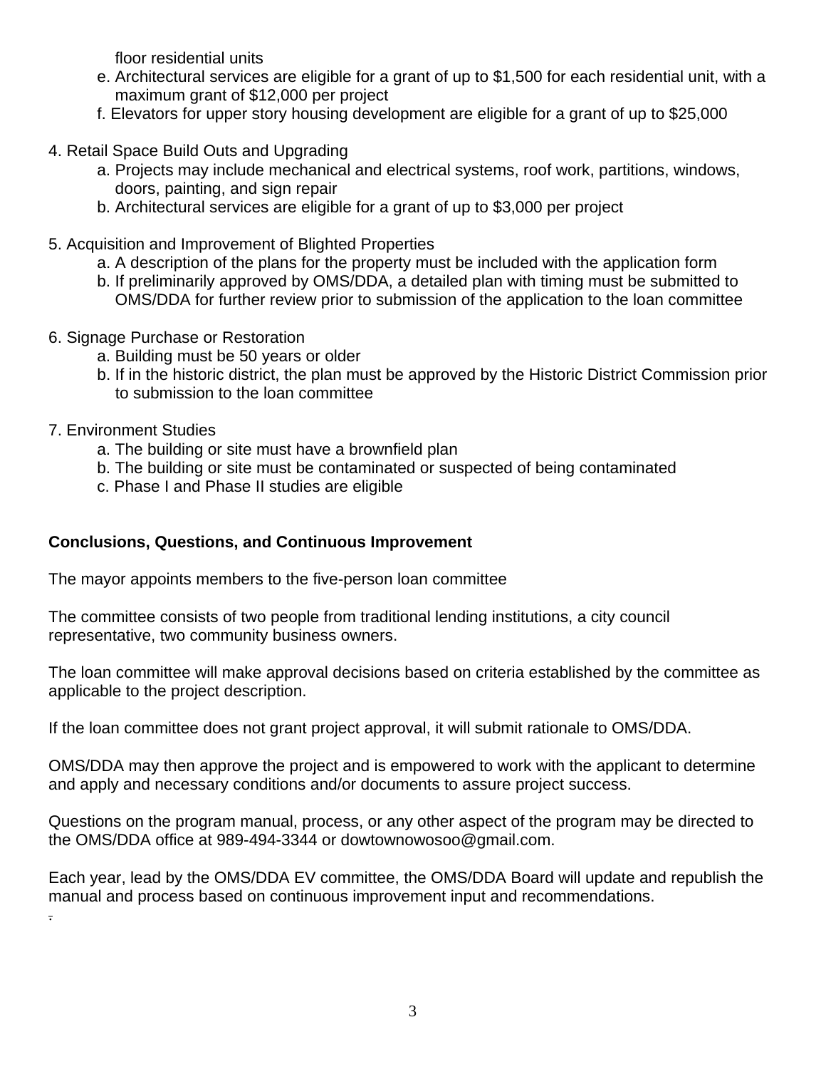floor residential units

e. Architectural services are eligible for a grant of up to $1,500 for each residential unit, with a maximum grant of $12,000 per project
f. Elevators for upper story housing development are eligible for a grant of up to $25,000

4. Retail Space Build Outs and Upgrading
   a. Projects may include mechanical and electrical systems, roof work, partitions, windows, doors, painting, and sign repair
   b. Architectural services are eligible for a grant of up to $3,000 per project

5. Acquisition and Improvement of Blighted Properties
   a. A description of the plans for the property must be included with the application form
   b. If preliminarily approved by OMS/DDA, a detailed plan with timing must be submitted to OMS/DDA for further review prior to submission of the application to the loan committee

6. Signage Purchase or Restoration
   a. Building must be 50 years or older
   b. If in the historic district, the plan must be approved by the Historic District Commission prior to submission to the loan committee

7. Environment Studies
   a. The building or site must have a brownfield plan
   b. The building or site must be contaminated or suspected of being contaminated
   c. Phase I and Phase II studies are eligible

**Conclusions, Questions, and Continuous Improvement**

The mayor appoints members to the five-person loan committee

The committee consists of two people from traditional lending institutions, a city council representative, two community business owners.

The loan committee will make approval decisions based on criteria established by the committee as applicable to the project description.

If the loan committee does not grant project approval, it will submit rationale to OMS/DDA.

OMS/DDA may then approve the project and is empowered to work with the applicant to determine and apply and necessary conditions and/or documents to assure project success.

Questions on the program manual, process, or any other aspect of the program may be directed to the OMS/DDA office at 989-494-3344 or dowtownowosoo@gmail.com.

Each year, lead by the OMS/DDA EV committee, the OMS/DDA Board will update and republish the manual and process based on continuous improvement input and recommendations.